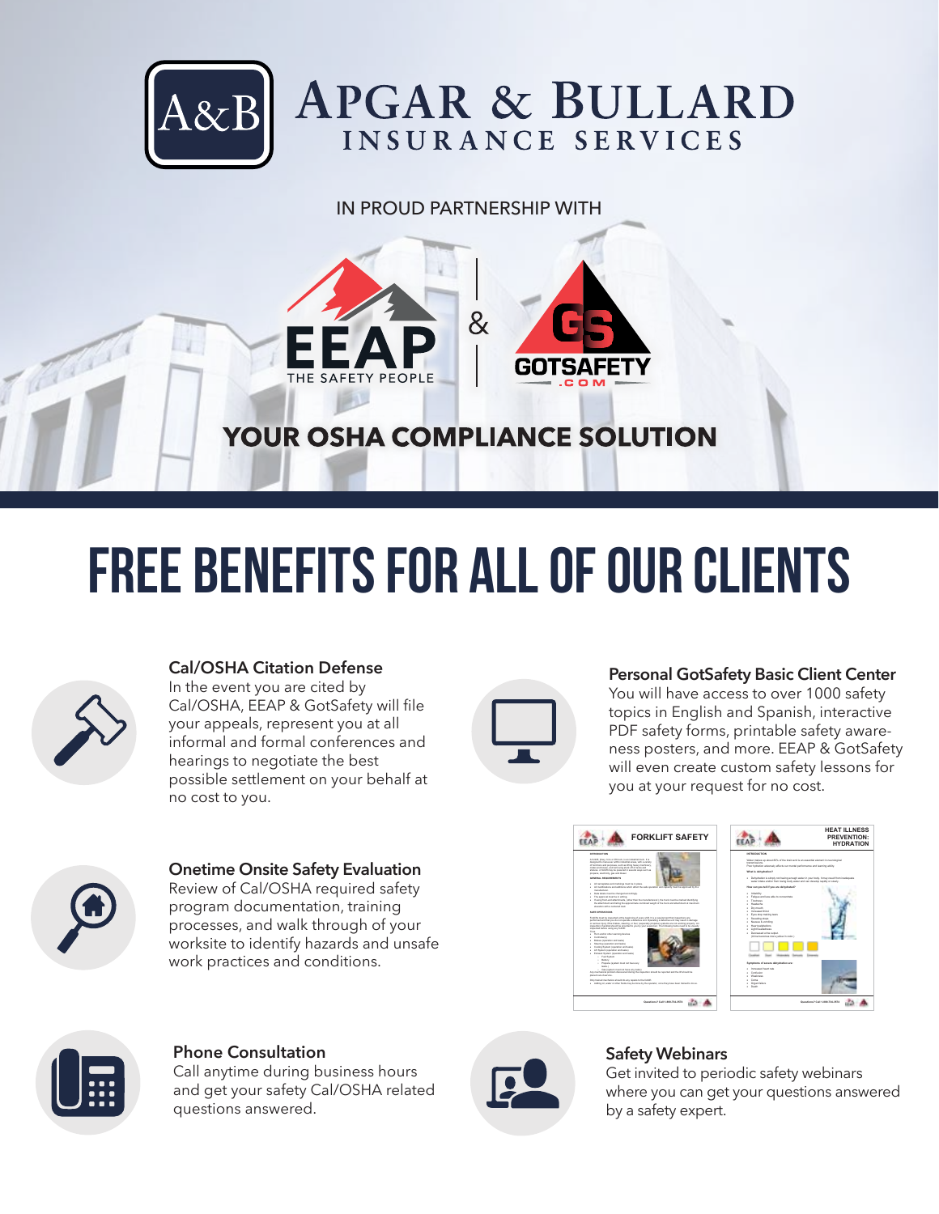# APGAR & BULLARD

## INSURANCE SERVICES

IN PROUD PARTNERSHIP WITH

EEAP THE SAFETY PEOPLE & GOTSAFETY.COM

## YOUR OSHA COMPLIANCE SOLUTION

# FREE BENEFITS FOR ALL OF OUR CLIENTS

### Cal/OSHA Citation Defense

In the event you are cited by Cal/OSHA, EEAP & GotSafety will file your appeals, represent you at all informal and formal conferences and hearings to negotiate the best possible settlement on your behalf at no cost to you.

### Personal GotSafety Basic Client Center

You will have access to over 1000 safety topics in English and Spanish, interactive PDF safety forms, printable safety awareness posters, and more. EEAP & GotSafety will even create custom safety lessons for you at your request for no cost.

### Onetime Onsite Safety Evaluation

Review of Cal/OSHA required safety program documentation, training processes, and walk through of your worksite to identify hazards and unsafe work practices and conditions.

### Phone Consultation

Call anytime during business hours and get your safety Cal/OSHA related questions answered.

### Safety Webinars

Get invited to periodic safety webinars where you can get your questions answered by a safety expert.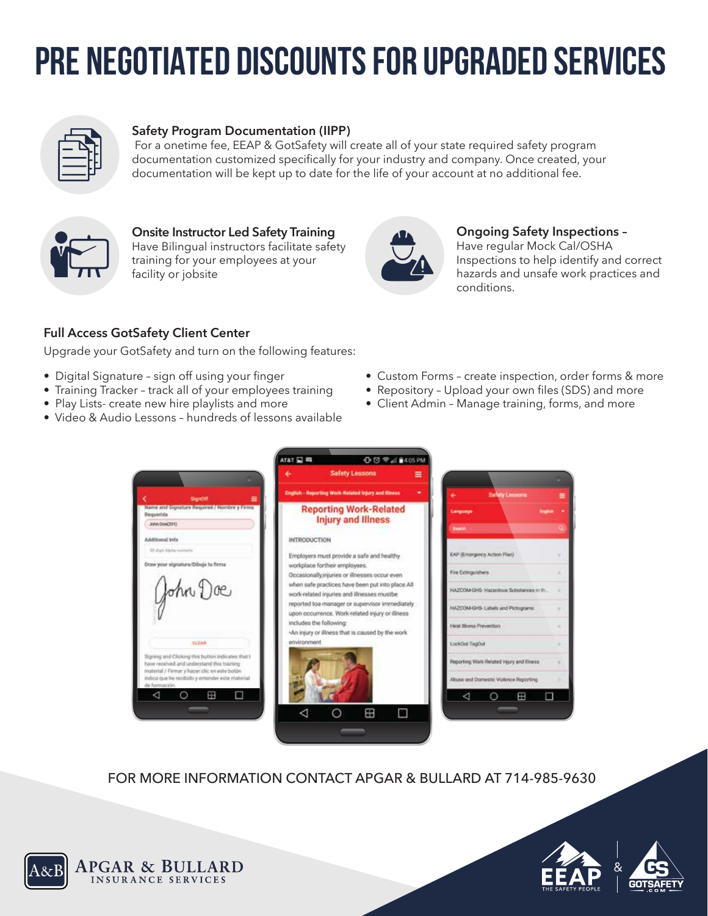# PRE NEGOTIATED DISCOUNTS FOR UPGRADED SERVICES

### Safety Program Documentation (IIPP)

For a onetime fee, EEAP & GotSafety will create all of your state required safety program documentation customized specifically for your industry and company. Once created, your documentation will be kept up to date for the life of your account at no additional fee.

### Onsite Instructor Led Safety Training

Have Bilingual instructors facilitate safety training for your employees at your facility or jobsite

### Ongoing Safety Inspections –

Have regular Mock Cal/OSHA Inspections to help identify and correct hazards and unsafe work practices and conditions.

### Full Access GotSafety Client Center

Upgrade your GotSafety and turn on the following features:

- Digital Signature – sign off using your finger
- Training Tracker – track all of your employees training
- Play Lists- create new hire playlists and more
- Video & Audio Lessons – hundreds of lessons available
- Custom Forms – create inspection, order forms & more
- Repository – Upload your own files (SDS) and more
- Client Admin – Manage training, forms, and more

FOR MORE INFORMATION CONTACT APGAR & BULLARD AT 714-985-9630

APGAR & BULLARD INSURANCE SERVICES

EEAP THE SAFETY PEOPLE & GOTSAFETY.COM